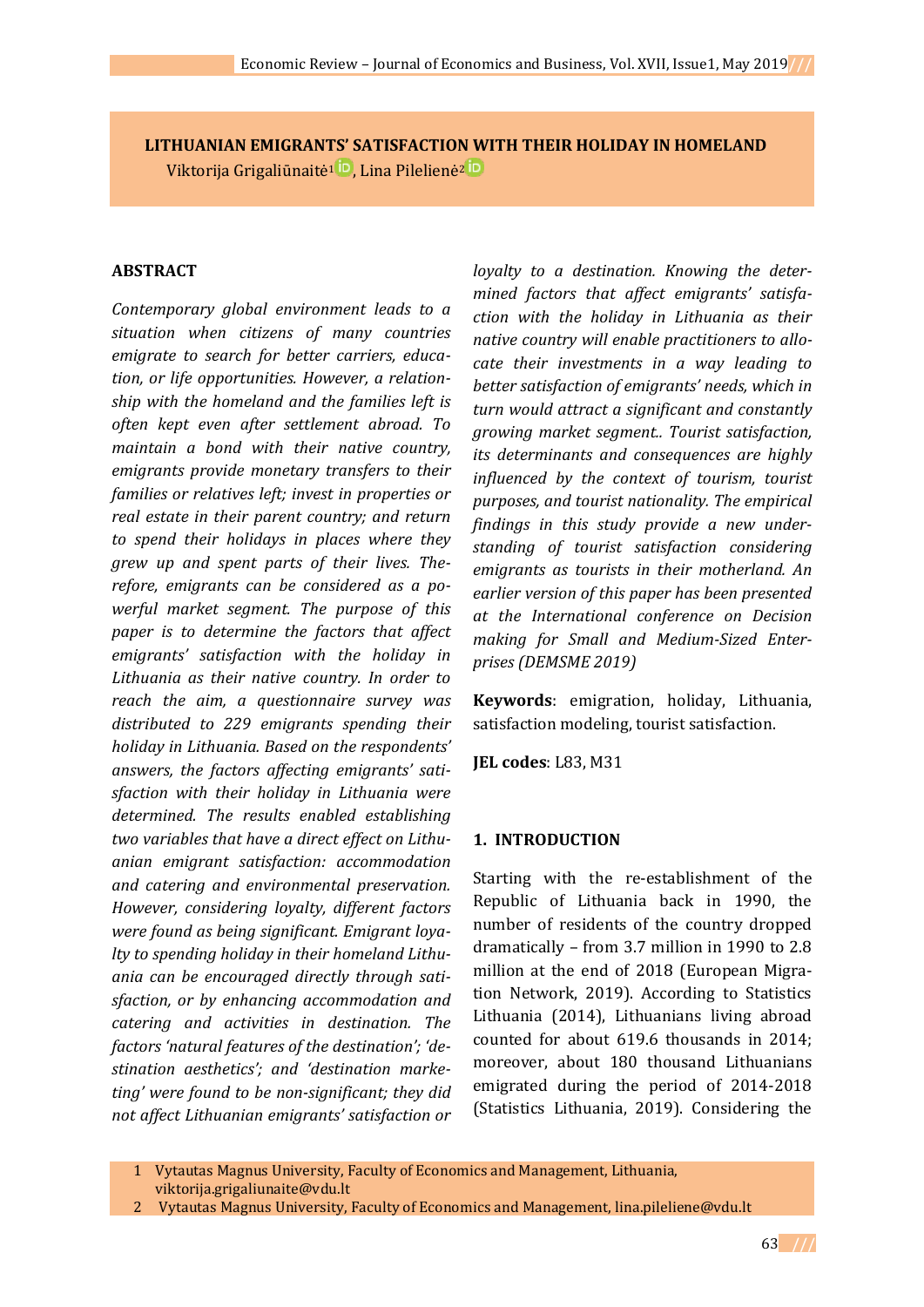# LITHUANIAN EMIGRANTS' SATISFACTION WITH THEIR HOLIDAY IN HOMELAND

Viktorija Grigaliūnaitė[1], Lina Pilelienė[2]

## ABSTRACT

*Contemporary global environment leads to a situation when citizens of many countries emigrate to search for better carriers, education, or life opportunities. However, a relationship with the homeland and the families left is often kept even after settlement abroad. To maintain a bond with their native country, emigrants provide monetary transfers to their families or relatives left; invest in properties or real estate in their parent country; and return to spend their holidays in places where they grew up and spent parts of their lives. Therefore, emigrants can be considered as a powerful market segment. The purpose of this paper is to determine the factors that affect emigrants' satisfaction with the holiday in Lithuania as their native country. In order to reach the aim, a questionnaire survey was distributed to 229 emigrants spending their holiday in Lithuania. Based on the respondents' answers, the factors affecting emigrants' satisfaction with their holiday in Lithuania were determined. The results enabled establishing two variables that have a direct effect on Lithuanian emigrant satisfaction: accommodation and catering and environmental preservation. However, considering loyalty, different factors were found as being significant. Emigrant loyalty to spending holiday in their homeland Lithuania can be encouraged directly through satisfaction, or by enhancing accommodation and catering and activities in destination. The factors 'natural features of the destination'; 'destination aesthetics'; and 'destination marketing' were found to be non-significant; they did not affect Lithuanian emigrants' satisfaction or loyalty to a destination. Knowing the determined factors that affect emigrants' satisfaction with the holiday in Lithuania as their native country will enable practitioners to allocate their investments in a way leading to better satisfaction of emigrants' needs, which in turn would attract a significant and constantly growing market segment.. Tourist satisfaction, its determinants and consequences are highly influenced by the context of tourism, tourist purposes, and tourist nationality. The empirical findings in this study provide a new understanding of tourist satisfaction considering emigrants as tourists in their motherland. An earlier version of this paper has been presented at the International conference on Decision making for Small and Medium-Sized Enterprises (DEMSME 2019)*

**Keywords**: emigration, holiday, Lithuania, satisfaction modeling, tourist satisfaction.

**JEL codes**: L83, M31

## 1. INTRODUCTION

Starting with the re-establishment of the Republic of Lithuania back in 1990, the number of residents of the country dropped dramatically – from 3.7 million in 1990 to 2.8 million at the end of 2018 (European Migration Network, 2019). According to Statistics Lithuania (2014), Lithuanians living abroad counted for about 619.6 thousands in 2014; moreover, about 180 thousand Lithuanians emigrated during the period of 2014-2018 (Statistics Lithuania, 2019). Considering the

1 Vytautas Magnus University, Faculty of Economics and Management, Lithuania, viktorija.grigaliunaite@vdu.lt

2 Vytautas Magnus University, Faculty of Economics and Management, lina.pileliene@vdu.lt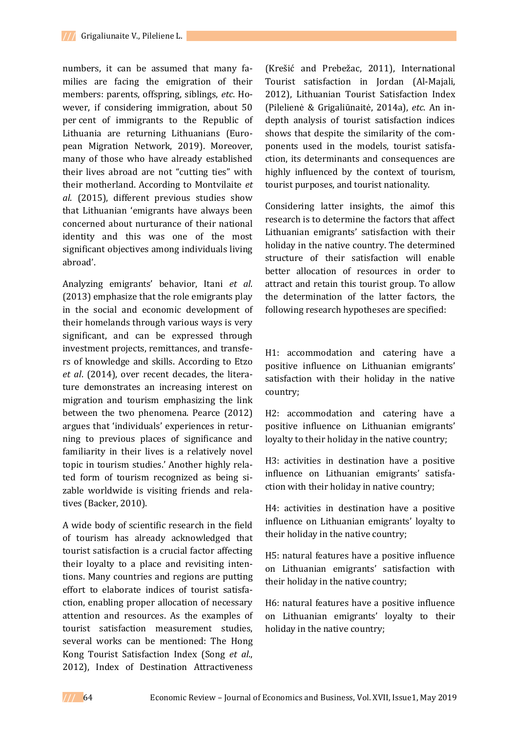numbers, it can be assumed that many families are facing the emigration of their members: parents, offspring, siblings, *etc*. However, if considering immigration, about 50 per cent of immigrants to the Republic of Lithuania are returning Lithuanians (European Migration Network, 2019). Moreover, many of those who have already established their lives abroad are not "cutting ties" with their motherland. According to Montvilaite *et al*. (2015), different previous studies show that Lithuanian 'emigrants have always been concerned about nurturance of their national identity and this was one of the most significant objectives among individuals living abroad'.

Analyzing emigrants' behavior, Itani *et al*. (2013) emphasize that the role emigrants play in the social and economic development of their homelands through various ways is very significant, and can be expressed through investment projects, remittances, and transfers of knowledge and skills. According to Etzo *et al*. (2014), over recent decades, the literature demonstrates an increasing interest on migration and tourism emphasizing the link between the two phenomena. Pearce (2012) argues that 'individuals' experiences in returning to previous places of significance and familiarity in their lives is a relatively novel topic in tourism studies.' Another highly related form of tourism recognized as being sizable worldwide is visiting friends and relatives (Backer, 2010).

A wide body of scientific research in the field of tourism has already acknowledged that tourist satisfaction is a crucial factor affecting their loyalty to a place and revisiting intentions. Many countries and regions are putting effort to elaborate indices of tourist satisfaction, enabling proper allocation of necessary attention and resources. As the examples of tourist satisfaction measurement studies, several works can be mentioned: The Hong Kong Tourist Satisfaction Index (Song *et al*., 2012), Index of Destination Attractiveness (Krešić and Prebežac, 2011), International Tourist satisfaction in Jordan (Al-Majali, 2012), Lithuanian Tourist Satisfaction Index (Pilelienė & Grigaliūnaitė, 2014a), *etc*. An in-depth analysis of tourist satisfaction indices shows that despite the similarity of the components used in the models, tourist satisfaction, its determinants and consequences are highly influenced by the context of tourism, tourist purposes, and tourist nationality.

Considering latter insights, the aimof this research is to determine the factors that affect Lithuanian emigrants' satisfaction with their holiday in the native country. The determined structure of their satisfaction will enable better allocation of resources in order to attract and retain this tourist group. To allow the determination of the latter factors, the following research hypotheses are specified:

H1: accommodation and catering have a positive influence on Lithuanian emigrants' satisfaction with their holiday in the native country;

H2: accommodation and catering have a positive influence on Lithuanian emigrants' loyalty to their holiday in the native country;

H3: activities in destination have a positive influence on Lithuanian emigrants' satisfaction with their holiday in native country;

H4: activities in destination have a positive influence on Lithuanian emigrants' loyalty to their holiday in the native country;

H5: natural features have a positive influence on Lithuanian emigrants' satisfaction with their holiday in the native country;

H6: natural features have a positive influence on Lithuanian emigrants' loyalty to their holiday in the native country;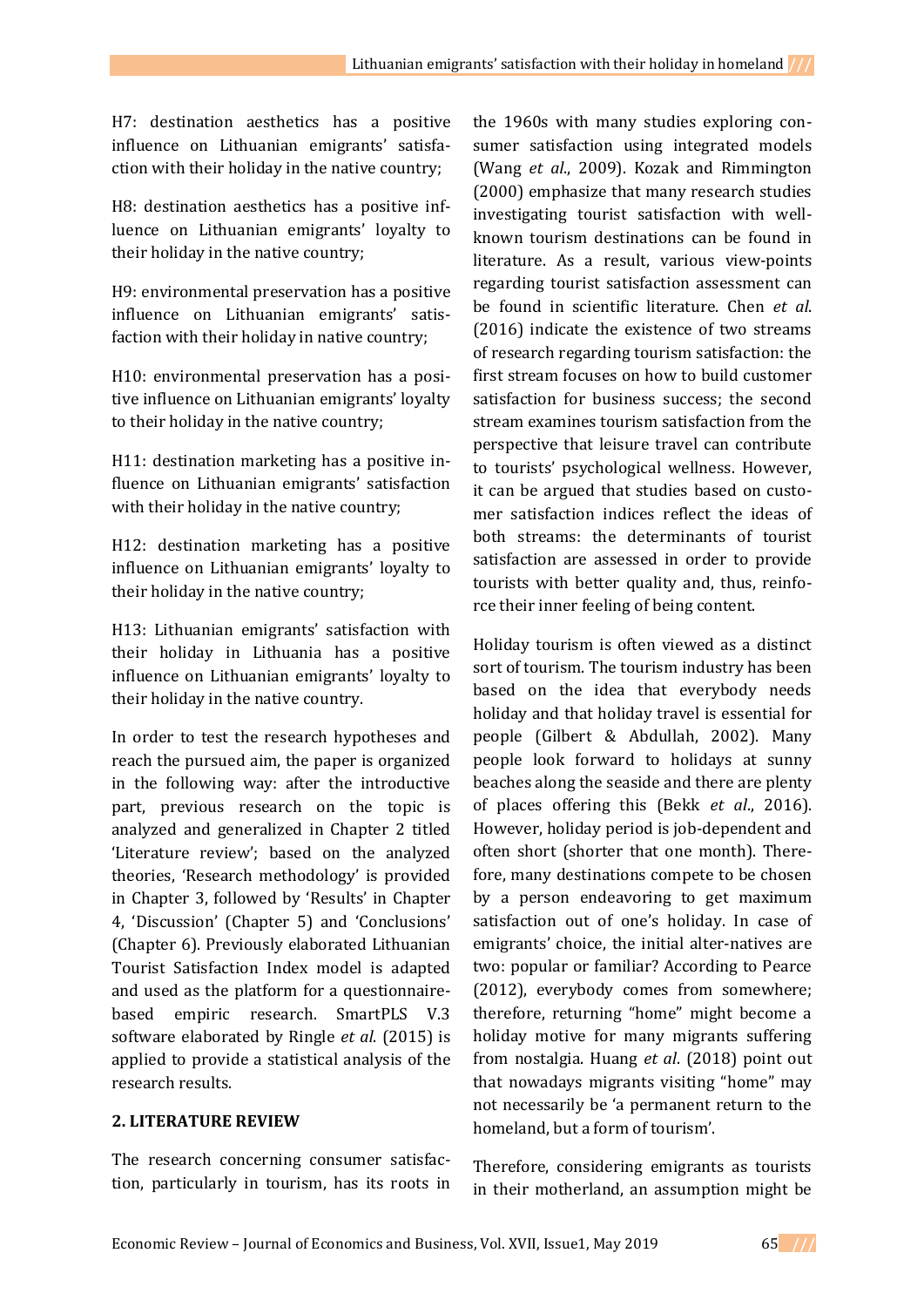H7: destination aesthetics has a positive influence on Lithuanian emigrants' satisfaction with their holiday in the native country;

H8: destination aesthetics has a positive influence on Lithuanian emigrants' loyalty to their holiday in the native country;

H9: environmental preservation has a positive influence on Lithuanian emigrants' satisfaction with their holiday in native country;

H10: environmental preservation has a positive influence on Lithuanian emigrants' loyalty to their holiday in the native country;

H11: destination marketing has a positive influence on Lithuanian emigrants' satisfaction with their holiday in the native country;

H12: destination marketing has a positive influence on Lithuanian emigrants' loyalty to their holiday in the native country;

H13: Lithuanian emigrants' satisfaction with their holiday in Lithuania has a positive influence on Lithuanian emigrants' loyalty to their holiday in the native country.

In order to test the research hypotheses and reach the pursued aim, the paper is organized in the following way: after the introductive part, previous research on the topic is analyzed and generalized in Chapter 2 titled 'Literature review'; based on the analyzed theories, 'Research methodology' is provided in Chapter 3, followed by 'Results' in Chapter 4, 'Discussion' (Chapter 5) and 'Conclusions' (Chapter 6). Previously elaborated Lithuanian Tourist Satisfaction Index model is adapted and used as the platform for a questionnaire-based empiric research. SmartPLS V.3 software elaborated by Ringle *et al*. (2015) is applied to provide a statistical analysis of the research results.

## 2. LITERATURE REVIEW

The research concerning consumer satisfaction, particularly in tourism, has its roots in the 1960s with many studies exploring consumer satisfaction using integrated models (Wang *et al*., 2009). Kozak and Rimmington (2000) emphasize that many research studies investigating tourist satisfaction with well-known tourism destinations can be found in literature. As a result, various view-points regarding tourist satisfaction assessment can be found in scientific literature. Chen *et al*. (2016) indicate the existence of two streams of research regarding tourism satisfaction: the first stream focuses on how to build customer satisfaction for business success; the second stream examines tourism satisfaction from the perspective that leisure travel can contribute to tourists' psychological wellness. However, it can be argued that studies based on customer satisfaction indices reflect the ideas of both streams: the determinants of tourist satisfaction are assessed in order to provide tourists with better quality and, thus, reinforce their inner feeling of being content.

Holiday tourism is often viewed as a distinct sort of tourism. The tourism industry has been based on the idea that everybody needs holiday and that holiday travel is essential for people (Gilbert & Abdullah, 2002). Many people look forward to holidays at sunny beaches along the seaside and there are plenty of places offering this (Bekk *et al*., 2016). However, holiday period is job-dependent and often short (shorter that one month). Therefore, many destinations compete to be chosen by a person endeavoring to get maximum satisfaction out of one's holiday. In case of emigrants' choice, the initial alter-natives are two: popular or familiar? According to Pearce (2012), everybody comes from somewhere; therefore, returning "home" might become a holiday motive for many migrants suffering from nostalgia. Huang *et al*. (2018) point out that nowadays migrants visiting "home" may not necessarily be 'a permanent return to the homeland, but a form of tourism'.

Therefore, considering emigrants as tourists in their motherland, an assumption might be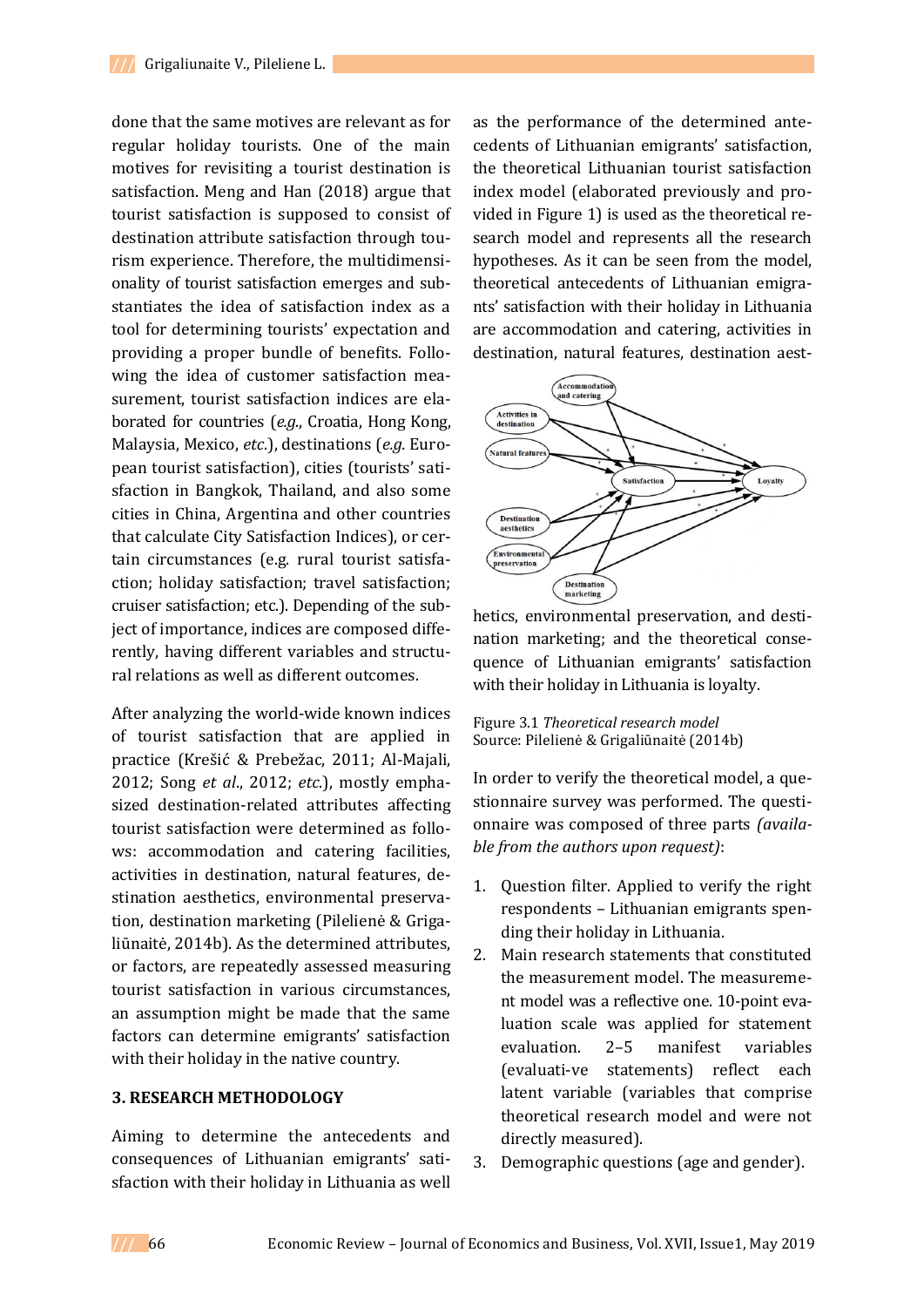done that the same motives are relevant as for regular holiday tourists. One of the main motives for revisiting a tourist destination is satisfaction. Meng and Han (2018) argue that tourist satisfaction is supposed to consist of destination attribute satisfaction through tourism experience. Therefore, the multidimensionality of tourist satisfaction emerges and substantiates the idea of satisfaction index as a tool for determining tourists' expectation and providing a proper bundle of benefits. Following the idea of customer satisfaction measurement, tourist satisfaction indices are elaborated for countries (*e.g.*, Croatia, Hong Kong, Malaysia, Mexico, *etc.*), destinations (*e.g.* European tourist satisfaction), cities (tourists' satisfaction in Bangkok, Thailand, and also some cities in China, Argentina and other countries that calculate City Satisfaction Indices), or certain circumstances (e.g. rural tourist satisfaction; holiday satisfaction; travel satisfaction; cruiser satisfaction; etc.). Depending of the subject of importance, indices are composed differently, having different variables and structural relations as well as different outcomes.

After analyzing the world-wide known indices of tourist satisfaction that are applied in practice (Krešić & Prebežac, 2011; Al-Majali, 2012; Song *et al*., 2012; *etc.*), mostly emphasized destination-related attributes affecting tourist satisfaction were determined as follows: accommodation and catering facilities, activities in destination, natural features, destination aesthetics, environmental preservation, destination marketing (Pilelienė & Grigaliūnaitė, 2014b). As the determined attributes, or factors, are repeatedly assessed measuring tourist satisfaction in various circumstances, an assumption might be made that the same factors can determine emigrants' satisfaction with their holiday in the native country.

## 3. RESEARCH METHODOLOGY

Aiming to determine the antecedents and consequences of Lithuanian emigrants' satisfaction with their holiday in Lithuania as well as the performance of the determined antecedents of Lithuanian emigrants' satisfaction, the theoretical Lithuanian tourist satisfaction index model (elaborated previously and provided in Figure 1) is used as the theoretical research model and represents all the research hypotheses. As it can be seen from the model, theoretical antecedents of Lithuanian emigrants' satisfaction with their holiday in Lithuania are accommodation and catering, activities in destination, natural features, destination aesthetics, environmental preservation, and destination marketing; and the theoretical consequence of Lithuanian emigrants' satisfaction with their holiday in Lithuania is loyalty.

Figure 3.1 *Theoretical research model*
Source: Pilelienė & Grigaliūnaitė (2014b)

In order to verify the theoretical model, a questionnaire survey was performed. The questionnaire was composed of three parts *(available from the authors upon request)*:

1. Question filter. Applied to verify the right respondents – Lithuanian emigrants spending their holiday in Lithuania.
2. Main research statements that constituted the measurement model. The measurement model was a reflective one. 10-point evaluation scale was applied for statement evaluation. 2–5 manifest variables (evaluative statements) reflect each latent variable (variables that comprise theoretical research model and were not directly measured).
3. Demographic questions (age and gender).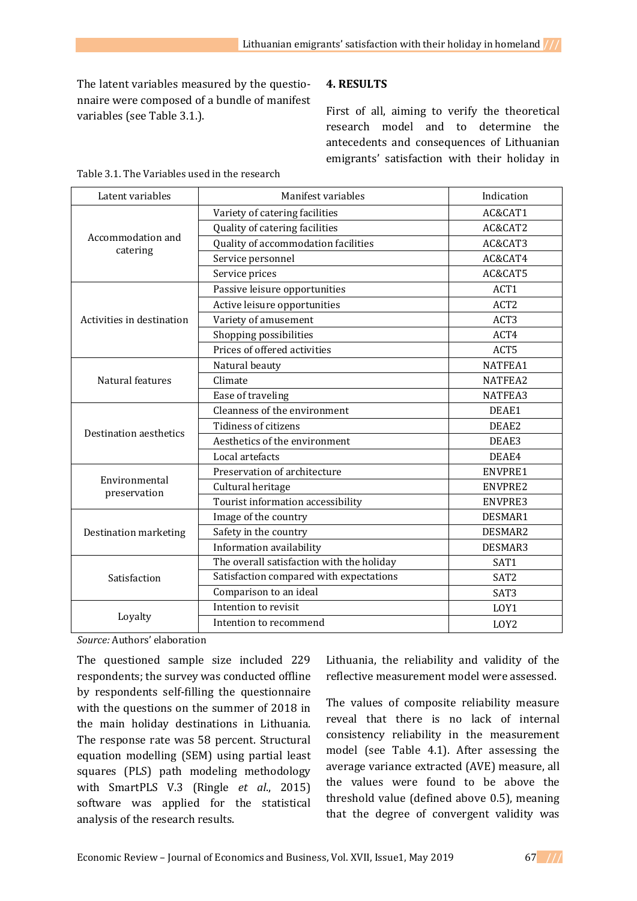The latent variables measured by the questionnaire were composed of a bundle of manifest variables (see Table 3.1.).

Table 3.1. The Variables used in the research

| Latent variables | Manifest variables | Indication |
|---|---|---|
| Accommodation and catering | Variety of catering facilities | AC&CAT1 |
| | Quality of catering facilities | AC&CAT2 |
| | Quality of accommodation facilities | AC&CAT3 |
| | Service personnel | AC&CAT4 |
| | Service prices | AC&CAT5 |
| Activities in destination | Passive leisure opportunities | ACT1 |
| | Active leisure opportunities | ACT2 |
| | Variety of amusement | ACT3 |
| | Shopping possibilities | ACT4 |
| | Prices of offered activities | ACT5 |
| Natural features | Natural beauty | NATFEA1 |
| | Climate | NATFEA2 |
| | Ease of traveling | NATFEA3 |
| Destination aesthetics | Cleanness of the environment | DEAE1 |
| | Tidiness of citizens | DEAE2 |
| | Aesthetics of the environment | DEAE3 |
| | Local artefacts | DEAE4 |
| Environmental preservation | Preservation of architecture | ENVPRE1 |
| | Cultural heritage | ENVPRE2 |
| | Tourist information accessibility | ENVPRE3 |
| Destination marketing | Image of the country | DESMAR1 |
| | Safety in the country | DESMAR2 |
| | Information availability | DESMAR3 |
| Satisfaction | The overall satisfaction with the holiday | SAT1 |
| | Satisfaction compared with expectations | SAT2 |
| | Comparison to an ideal | SAT3 |
| Loyalty | Intention to revisit | LOY1 |
| | Intention to recommend | LOY2 |

*Source:* Authors' elaboration

The questioned sample size included 229 respondents; the survey was conducted offline by respondents self-filling the questionnaire with the questions on the summer of 2018 in the main holiday destinations in Lithuania. The response rate was 58 percent. Structural equation modelling (SEM) using partial least squares (PLS) path modeling methodology with SmartPLS V.3 (Ringle *et al.*, 2015) software was applied for the statistical analysis of the research results.

## 4. RESULTS

First of all, aiming to verify the theoretical research model and to determine the antecedents and consequences of Lithuanian emigrants' satisfaction with their holiday in Lithuania, the reliability and validity of the reflective measurement model were assessed.

The values of composite reliability measure reveal that there is no lack of internal consistency reliability in the measurement model (see Table 4.1). After assessing the average variance extracted (AVE) measure, all the values were found to be above the threshold value (defined above 0.5), meaning that the degree of convergent validity was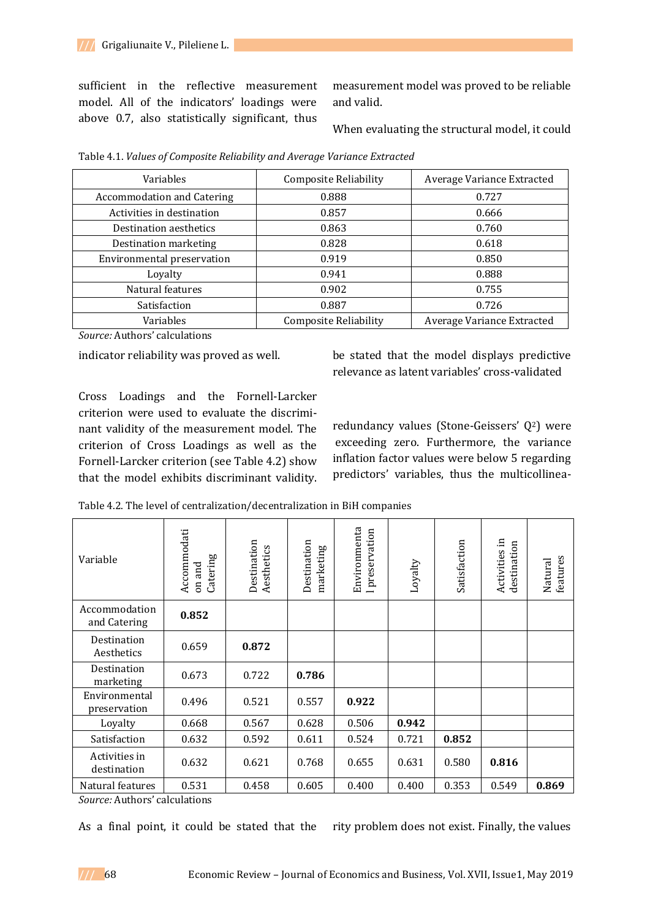sufficient in the reflective measurement model. All of the indicators' loadings were above 0.7, also statistically significant, thus indicator reliability was proved as well.

Table 4.1. *Values of Composite Reliability and Average Variance Extracted*

| Variables | Composite Reliability | Average Variance Extracted |
|---|---|---|
| Accommodation and Catering | 0.888 | 0.727 |
| Activities in destination | 0.857 | 0.666 |
| Destination aesthetics | 0.863 | 0.760 |
| Destination marketing | 0.828 | 0.618 |
| Environmental preservation | 0.919 | 0.850 |
| Loyalty | 0.941 | 0.888 |
| Natural features | 0.902 | 0.755 |
| Satisfaction | 0.887 | 0.726 |
| Variables | Composite Reliability | Average Variance Extracted |

*Source:* Authors' calculations

Cross Loadings and the Fornell-Larcker criterion were used to evaluate the discriminant validity of the measurement model. The criterion of Cross Loadings as well as the Fornell-Larcker criterion (see Table 4.2) show that the model exhibits discriminant validity.

Table 4.2. The level of centralization/decentralization in BiH companies

| Variable | Accommodation and Catering | Destination Aesthetics | Destination marketing | Environmental preservation | Loyalty | Satisfaction | Activities in destination | Natural features |
|---|---|---|---|---|---|---|---|---|
| Accommodation and Catering | **0.852** | | | | | | | |
| Destination Aesthetics | 0.659 | **0.872** | | | | | | |
| Destination marketing | 0.673 | 0.722 | **0.786** | | | | | |
| Environmental preservation | 0.496 | 0.521 | 0.557 | **0.922** | | | | |
| Loyalty | 0.668 | 0.567 | 0.628 | 0.506 | **0.942** | | | |
| Satisfaction | 0.632 | 0.592 | 0.611 | 0.524 | 0.721 | **0.852** | | |
| Activities in destination | 0.632 | 0.621 | 0.768 | 0.655 | 0.631 | 0.580 | **0.816** | |
| Natural features | 0.531 | 0.458 | 0.605 | 0.400 | 0.400 | 0.353 | 0.549 | **0.869** |

*Source:* Authors' calculations

As a final point, it could be stated that the measurement model was proved to be reliable and valid.

When evaluating the structural model, it could be stated that the model displays predictive relevance as latent variables' cross-validated redundancy values (Stone-Geissers' $Q^2$) were exceeding zero. Furthermore, the variance inflation factor values were below 5 regarding predictors' variables, thus the multicollinearity problem does not exist. Finally, the values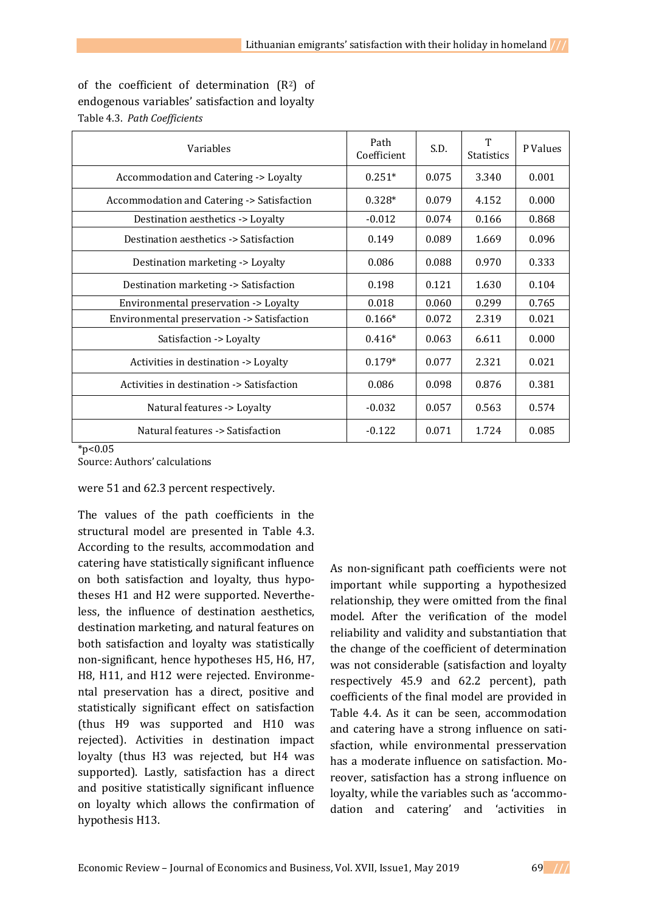of the coefficient of determination ($R^2$) of endogenous variables' satisfaction and loyalty

Table 4.3. *Path Coefficients*

| Variables | Path Coefficient | S.D. | T Statistics | P Values |
|---|---|---|---|---|
| Accommodation and Catering -> Loyalty | 0.251* | 0.075 | 3.340 | 0.001 |
| Accommodation and Catering -> Satisfaction | 0.328* | 0.079 | 4.152 | 0.000 |
| Destination aesthetics -> Loyalty | -0.012 | 0.074 | 0.166 | 0.868 |
| Destination aesthetics -> Satisfaction | 0.149 | 0.089 | 1.669 | 0.096 |
| Destination marketing -> Loyalty | 0.086 | 0.088 | 0.970 | 0.333 |
| Destination marketing -> Satisfaction | 0.198 | 0.121 | 1.630 | 0.104 |
| Environmental preservation -> Loyalty | 0.018 | 0.060 | 0.299 | 0.765 |
| Environmental preservation -> Satisfaction | 0.166* | 0.072 | 2.319 | 0.021 |
| Satisfaction -> Loyalty | 0.416* | 0.063 | 6.611 | 0.000 |
| Activities in destination -> Loyalty | 0.179* | 0.077 | 2.321 | 0.021 |
| Activities in destination -> Satisfaction | 0.086 | 0.098 | 0.876 | 0.381 |
| Natural features -> Loyalty | -0.032 | 0.057 | 0.563 | 0.574 |
| Natural features -> Satisfaction | -0.122 | 0.071 | 1.724 | 0.085 |

*p<0.05

Source: Authors' calculations

were 51 and 62.3 percent respectively.

The values of the path coefficients in the structural model are presented in Table 4.3. According to the results, accommodation and catering have statistically significant influence on both satisfaction and loyalty, thus hypotheses H1 and H2 were supported. Nevertheless, the influence of destination aesthetics, destination marketing, and natural features on both satisfaction and loyalty was statistically non-significant, hence hypotheses H5, H6, H7, H8, H11, and H12 were rejected. Environmental preservation has a direct, positive and statistically significant effect on satisfaction (thus H9 was supported and H10 was rejected). Activities in destination impact loyalty (thus H3 was rejected, but H4 was supported). Lastly, satisfaction has a direct and positive statistically significant influence on loyalty which allows the confirmation of hypothesis H13.

As non-significant path coefficients were not important while supporting a hypothesized relationship, they were omitted from the final model. After the verification of the model reliability and validity and substantiation that the change of the coefficient of determination was not considerable (satisfaction and loyalty respectively 45.9 and 62.2 percent), path coefficients of the final model are provided in Table 4.4. As it can be seen, accommodation and catering have a strong influence on satisfaction, while environmental presservation has a moderate influence on satisfaction. Moreover, satisfaction has a strong influence on loyalty, while the variables such as 'accommodation and catering' and 'activities in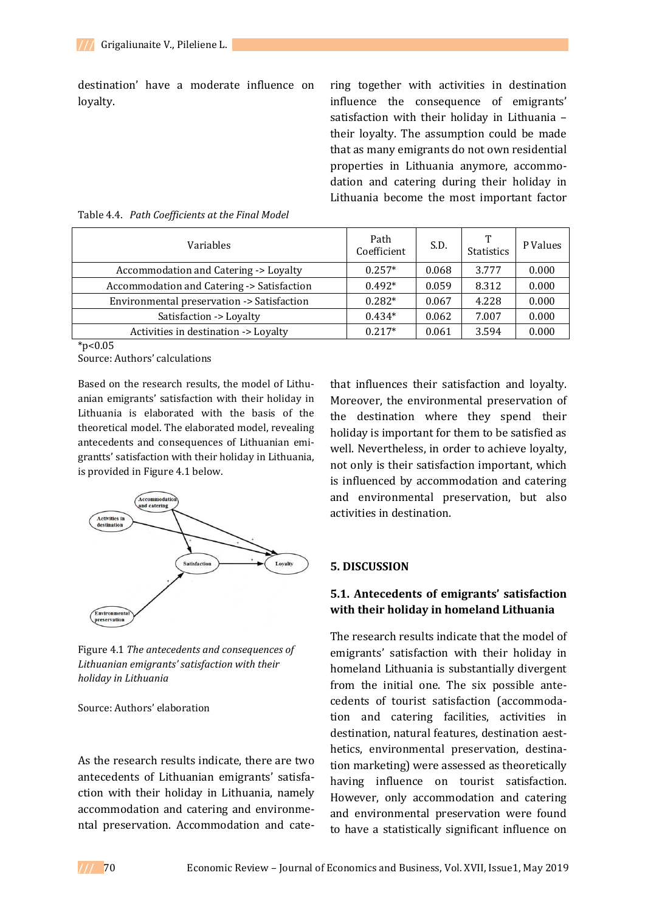destination' have a moderate influence on loyalty.

Table 4.4. *Path Coefficients at the Final Model*

| Variables | Path Coefficient | S.D. | T Statistics | P Values |
|---|---|---|---|---|
| Accommodation and Catering -> Loyalty | 0.257* | 0.068 | 3.777 | 0.000 |
| Accommodation and Catering -> Satisfaction | 0.492* | 0.059 | 8.312 | 0.000 |
| Environmental preservation -> Satisfaction | 0.282* | 0.067 | 4.228 | 0.000 |
| Satisfaction -> Loyalty | 0.434* | 0.062 | 7.007 | 0.000 |
| Activities in destination -> Loyalty | 0.217* | 0.061 | 3.594 | 0.000 |

*p<0.05

Source: Authors' calculations

Based on the research results, the model of Lithuanian emigrants' satisfaction with their holiday in Lithuania is elaborated with the basis of the theoretical model. The elaborated model, revealing antecedents and consequences of Lithuanian emigrantts' satisfaction with their holiday in Lithuania, is provided in Figure 4.1 below.

Figure 4.1 *The antecedents and consequences of Lithuanian emigrants' satisfaction with their holiday in Lithuania*

Source: Authors' elaboration

As the research results indicate, there are two antecedents of Lithuanian emigrants' satisfaction with their holiday in Lithuania, namely accommodation and catering and environmental preservation. Accommodation and catering together with activities in destination influence the consequence of emigrants' satisfaction with their holiday in Lithuania – their loyalty. The assumption could be made that as many emigrants do not own residential properties in Lithuania anymore, accommodation and catering during their holiday in Lithuania become the most important factor that influences their satisfaction and loyalty. Moreover, the environmental preservation of the destination where they spend their holiday is important for them to be satisfied as well. Nevertheless, in order to achieve loyalty, not only is their satisfaction important, which is influenced by accommodation and catering and environmental preservation, but also activities in destination.

## 5. DISCUSSION

### 5.1. Antecedents of emigrants' satisfaction with their holiday in homeland Lithuania

The research results indicate that the model of emigrants' satisfaction with their holiday in homeland Lithuania is substantially divergent from the initial one. The six possible antecedents of tourist satisfaction (accommodation and catering facilities, activities in destination, natural features, destination aesthetics, environmental preservation, destination marketing) were assessed as theoretically having influence on tourist satisfaction. However, only accommodation and catering and environmental preservation were found to have a statistically significant influence on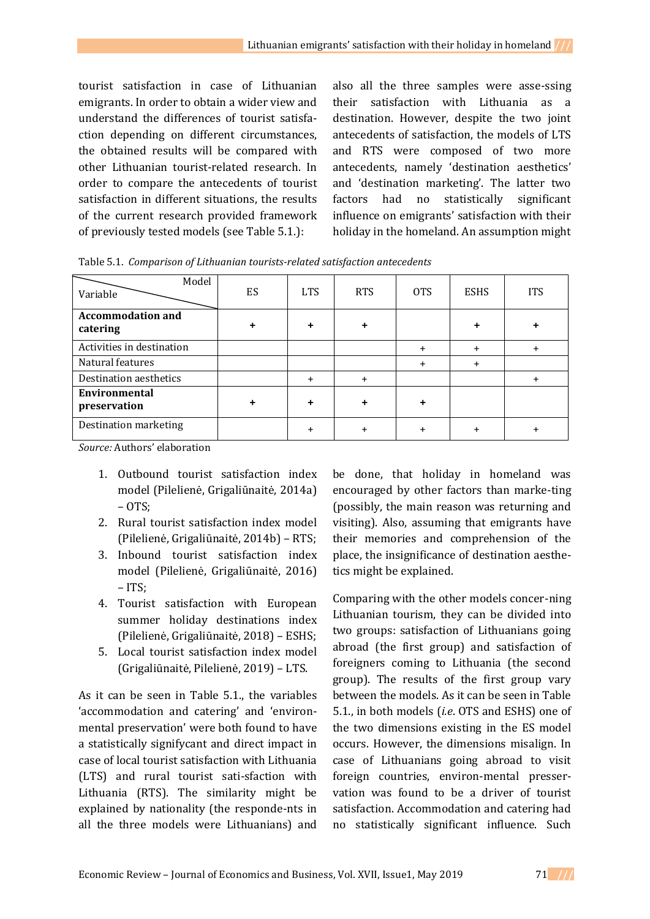tourist satisfaction in case of Lithuanian emigrants. In order to obtain a wider view and understand the differences of tourist satisfaction depending on different circumstances, the obtained results will be compared with other Lithuanian tourist-related research. In order to compare the antecedents of tourist satisfaction in different situations, the results of the current research provided framework of previously tested models (see Table 5.1.):

Table 5.1. *Comparison of Lithuanian tourists-related satisfaction antecedents*

| Variable \ Model | ES | LTS | RTS | OTS | ESHS | ITS |
|---|---|---|---|---|---|---|
| **Accommodation and catering** | **+** | **+** | **+** | | **+** | **+** |
| Activities in destination | | | | + | + | + |
| Natural features | | | | + | + | |
| Destination aesthetics | | + | + | | | + |
| **Environmental preservation** | **+** | **+** | **+** | **+** | | |
| Destination marketing | | + | + | + | + | + |

*Source:* Authors' elaboration

1. Outbound tourist satisfaction index model (Pilelienė, Grigaliūnaitė, 2014a) – OTS;
2. Rural tourist satisfaction index model (Pilelienė, Grigaliūnaitė, 2014b) – RTS;
3. Inbound tourist satisfaction index model (Pilelienė, Grigaliūnaitė, 2016) – ITS;
4. Tourist satisfaction with European summer holiday destinations index (Pilelienė, Grigaliūnaitė, 2018) – ESHS;
5. Local tourist satisfaction index model (Grigaliūnaitė, Pilelienė, 2019) – LTS.

As it can be seen in Table 5.1., the variables 'accommodation and catering' and 'environmental preservation' were both found to have a statistically signifycant and direct impact in case of local tourist satisfaction with Lithuania (LTS) and rural tourist sati-sfaction with Lithuania (RTS). The similarity might be explained by nationality (the responde-nts in all the three models were Lithuanians) and also all the three samples were asse-ssing their satisfaction with Lithuania as a destination. However, despite the two joint antecedents of satisfaction, the models of LTS and RTS were composed of two more antecedents, namely 'destination aesthetics' and 'destination marketing'. The latter two factors had no statistically significant influence on emigrants' satisfaction with their holiday in the homeland. An assumption might be done, that holiday in homeland was encouraged by other factors than marke-ting (possibly, the main reason was returning and visiting). Also, assuming that emigrants have their memories and comprehension of the place, the insignificance of destination aesthe-tics might be explained.

Comparing with the other models concer-ning Lithuanian tourism, they can be divided into two groups: satisfaction of Lithuanians going abroad (the first group) and satisfaction of foreigners coming to Lithuania (the second group). The results of the first group vary between the models. As it can be seen in Table 5.1., in both models (*i.e*. OTS and ESHS) one of the two dimensions existing in the ES model occurs. However, the dimensions misalign. In case of Lithuanians going abroad to visit foreign countries, environ-mental presser-vation was found to be a driver of tourist satisfaction. Accommodation and catering had no statistically significant influence. Such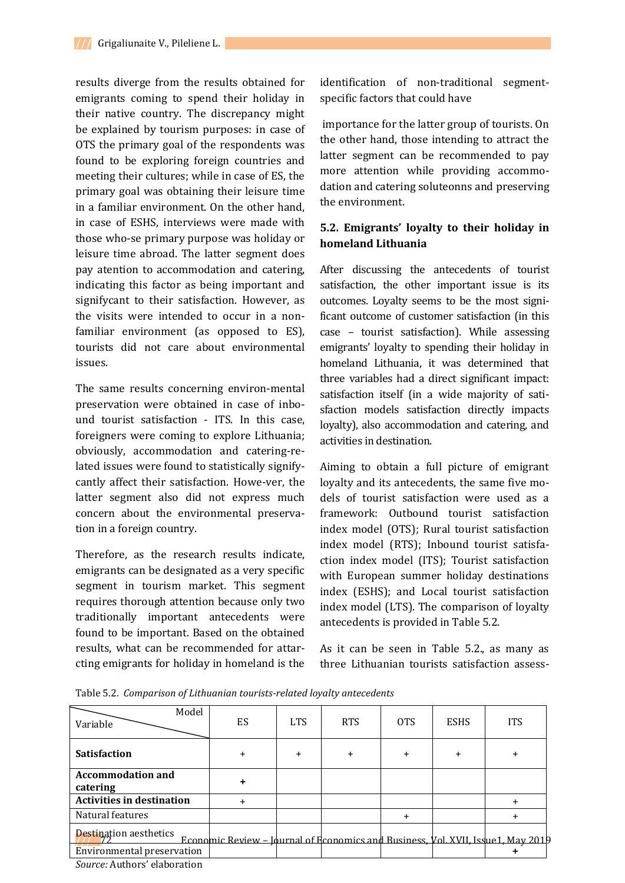results diverge from the results obtained for emigrants coming to spend their holiday in their native country. The discrepancy might be explained by tourism purposes: in case of OTS the primary goal of the respondents was found to be exploring foreign countries and meeting their cultures; while in case of ES, the primary goal was obtaining their leisure time in a familiar environment. On the other hand, in case of ESHS, interviews were made with those who-se primary purpose was holiday or leisure time abroad. The latter segment does pay atention to accommodation and catering, indicating this factor as being important and signifycant to their satisfaction. However, as the visits were intended to occur in a non-familiar environment (as opposed to ES), tourists did not care about environmental issues.

The same results concerning environ-mental preservation were obtained in case of inbo-und tourist satisfaction - ITS. In this case, foreigners were coming to explore Lithuania; obviously, accommodation and catering-re-lated issues were found to statistically signify-cantly affect their satisfaction. Howe-ver, the latter segment also did not express much concern about the environmental preserva-tion in a foreign country.

Therefore, as the research results indicate, emigrants can be designated as a very specific segment in tourism market. This segment requires thorough attention because only two traditionally important antecedents were found to be important. Based on the obtained results, what can be recommended for attar-cting emigrants for holiday in homeland is the identification of non-traditional segment-specific factors that could have importance for the latter group of tourists. On the other hand, those intending to attract the latter segment can be recommended to pay more attention while providing accommo-dation and catering soluteonns and preserving the environment.

## 5.2. Emigrants' loyalty to their holiday in homeland Lithuania

After discussing the antecedents of tourist satisfaction, the other important issue is its outcomes. Loyalty seems to be the most signi-ficant outcome of customer satisfaction (in this case – tourist satisfaction). While assessing emigrants' loyalty to spending their holiday in homeland Lithuania, it was determined that three variables had a direct significant impact: satisfaction itself (in a wide majority of sati-sfaction models satisfaction directly impacts loyalty), also accommodation and catering, and activities in destination.

Aiming to obtain a full picture of emigrant loyalty and its antecedents, the same five mo-dels of tourist satisfaction were used as a framework: Outbound tourist satisfaction index model (OTS); Rural tourist satisfaction index model (RTS); Inbound tourist satisfa-ction index model (ITS); Tourist satisfaction with European summer holiday destinations index (ESHS); and Local tourist satisfaction index model (LTS). The comparison of loyalty antecedents is provided in Table 5.2.

As it can be seen in Table 5.2., as many as three Lithuanian tourists satisfaction assess-

Table 5.2. *Comparison of Lithuanian tourists-related loyalty antecedents*

| Variable \ Model | ES | LTS | RTS | OTS | ESHS | ITS |
|---|---|---|---|---|---|---|
| **Satisfaction** | + | + | + | + | + | + |
| **Accommodation and catering** | **+** | | | | | |
| **Activities in destination** | + | | | | | + |
| Natural features | | | | + | | + |
| Destination aesthetics | | | | | | |
| Environmental preservation | | | | | | **+** |

*Source:* Authors' elaboration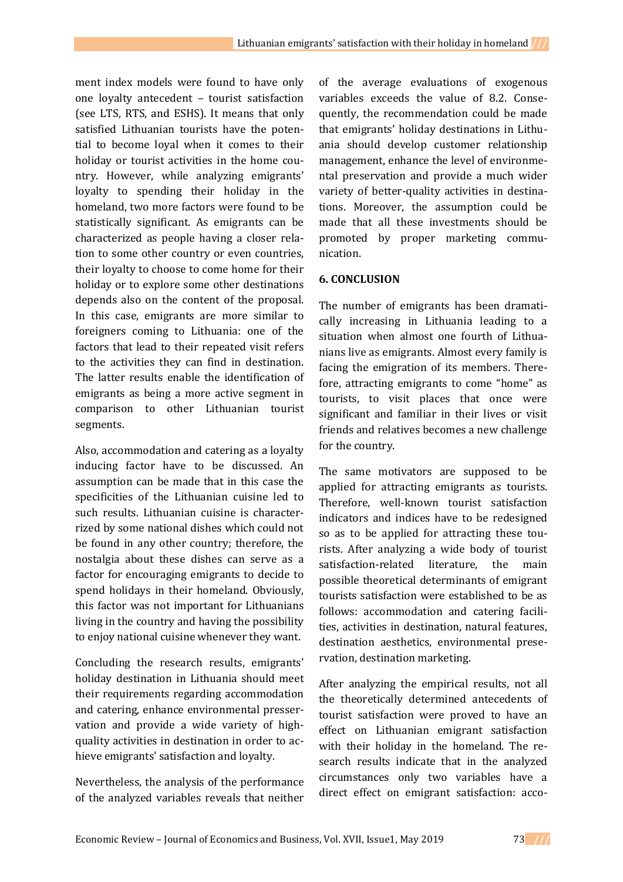ment index models were found to have only one loyalty antecedent – tourist satisfaction (see LTS, RTS, and ESHS). It means that only satisfied Lithuanian tourists have the potential to become loyal when it comes to their holiday or tourist activities in the home country. However, while analyzing emigrants' loyalty to spending their holiday in the homeland, two more factors were found to be statistically significant. As emigrants can be characterized as people having a closer relation to some other country or even countries, their loyalty to choose to come home for their holiday or to explore some other destinations depends also on the content of the proposal. In this case, emigrants are more similar to foreigners coming to Lithuania: one of the factors that lead to their repeated visit refers to the activities they can find in destination. The latter results enable the identification of emigrants as being a more active segment in comparison to other Lithuanian tourist segments.

Also, accommodation and catering as a loyalty inducing factor have to be discussed. An assumption can be made that in this case the specificities of the Lithuanian cuisine led to such results. Lithuanian cuisine is characterrized by some national dishes which could not be found in any other country; therefore, the nostalgia about these dishes can serve as a factor for encouraging emigrants to decide to spend holidays in their homeland. Obviously, this factor was not important for Lithuanians living in the country and having the possibility to enjoy national cuisine whenever they want.

Concluding the research results, emigrants' holiday destination in Lithuania should meet their requirements regarding accommodation and catering, enhance environmental presservation and provide a wide variety of high-quality activities in destination in order to achieve emigrants' satisfaction and loyalty.

Nevertheless, the analysis of the performance of the analyzed variables reveals that neither of the average evaluations of exogenous variables exceeds the value of 8.2. Consequently, the recommendation could be made that emigrants' holiday destinations in Lithuania should develop customer relationship management, enhance the level of environmental preservation and provide a much wider variety of better-quality activities in destinations. Moreover, the assumption could be made that all these investments should be promoted by proper marketing communication.

## 6. CONCLUSION

The number of emigrants has been dramatically increasing in Lithuania leading to a situation when almost one fourth of Lithuanians live as emigrants. Almost every family is facing the emigration of its members. Therefore, attracting emigrants to come "home" as tourists, to visit places that once were significant and familiar in their lives or visit friends and relatives becomes a new challenge for the country.

The same motivators are supposed to be applied for attracting emigrants as tourists. Therefore, well-known tourist satisfaction indicators and indices have to be redesigned so as to be applied for attracting these tourists. After analyzing a wide body of tourist satisfaction-related literature, the main possible theoretical determinants of emigrant tourists satisfaction were established to be as follows: accommodation and catering facilities, activities in destination, natural features, destination aesthetics, environmental preservation, destination marketing.

After analyzing the empirical results, not all the theoretically determined antecedents of tourist satisfaction were proved to have an effect on Lithuanian emigrant satisfaction with their holiday in the homeland. The research results indicate that in the analyzed circumstances only two variables have a direct effect on emigrant satisfaction: acco-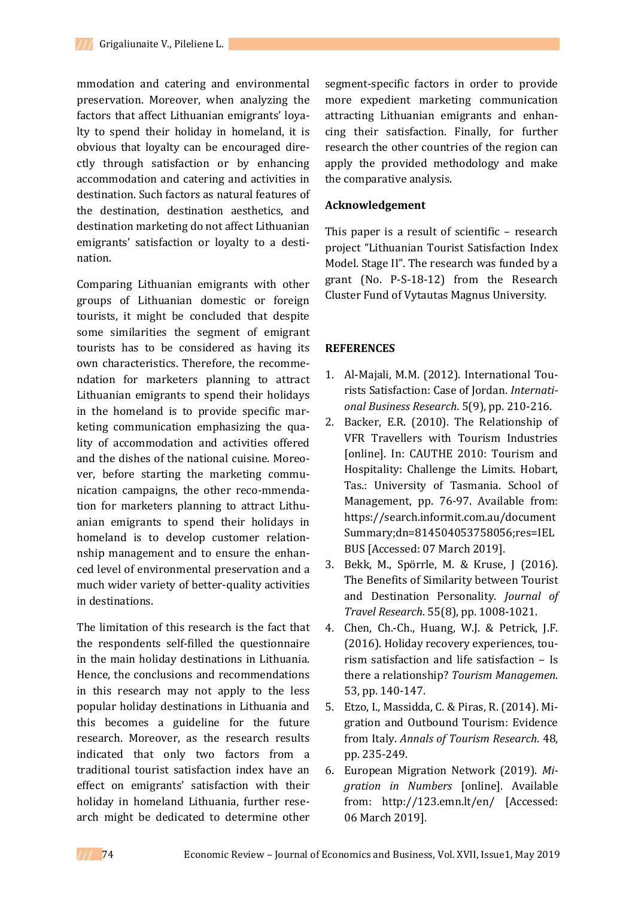mmodation and catering and environmental preservation. Moreover, when analyzing the factors that affect Lithuanian emigrants' loyalty to spend their holiday in homeland, it is obvious that loyalty can be encouraged directly through satisfaction or by enhancing accommodation and catering and activities in destination. Such factors as natural features of the destination, destination aesthetics, and destination marketing do not affect Lithuanian emigrants' satisfaction or loyalty to a destination.

Comparing Lithuanian emigrants with other groups of Lithuanian domestic or foreign tourists, it might be concluded that despite some similarities the segment of emigrant tourists has to be considered as having its own characteristics. Therefore, the recommendation for marketers planning to attract Lithuanian emigrants to spend their holidays in the homeland is to provide specific marketing communication emphasizing the quality of accommodation and activities offered and the dishes of the national cuisine. Moreover, before starting the marketing communication campaigns, the other reco-mmendation for marketers planning to attract Lithuanian emigrants to spend their holidays in homeland is to develop customer relationship management and to ensure the enhanced level of environmental preservation and a much wider variety of better-quality activities in destinations.

The limitation of this research is the fact that the respondents self-filled the questionnaire in the main holiday destinations in Lithuania. Hence, the conclusions and recommendations in this research may not apply to the less popular holiday destinations in Lithuania and this becomes a guideline for the future research. Moreover, as the research results indicated that only two factors from a traditional tourist satisfaction index have an effect on emigrants' satisfaction with their holiday in homeland Lithuania, further research might be dedicated to determine other segment-specific factors in order to provide more expedient marketing communication attracting Lithuanian emigrants and enhancing their satisfaction. Finally, for further research the other countries of the region can apply the provided methodology and make the comparative analysis.

## Acknowledgement

This paper is a result of scientific – research project "Lithuanian Tourist Satisfaction Index Model. Stage II". The research was funded by a grant (No. P-S-18-12) from the Research Cluster Fund of Vytautas Magnus University.

## REFERENCES

1. Al-Majali, M.M. (2012). International Tourists Satisfaction: Case of Jordan. *International Business Research*. 5(9), pp. 210-216.
2. Backer, E.R. (2010). The Relationship of VFR Travellers with Tourism Industries [online]. In: CAUTHE 2010: Tourism and Hospitality: Challenge the Limits. Hobart, Tas.: University of Tasmania. School of Management, pp. 76-97. Available from: https://search.informit.com.au/documentSummary;dn=814504053758056;res=IELBUS [Accessed: 07 March 2019].
3. Bekk, M., Spörrle, M. & Kruse, J (2016). The Benefits of Similarity between Tourist and Destination Personality. *Journal of Travel Research*. 55(8), pp. 1008-1021.
4. Chen, Ch.-Ch., Huang, W.J. & Petrick, J.F. (2016). Holiday recovery experiences, tourism satisfaction and life satisfaction – Is there a relationship? *Tourism Managemen*. 53, pp. 140-147.
5. Etzo, I., Massidda, C. & Piras, R. (2014). Migration and Outbound Tourism: Evidence from Italy. *Annals of Tourism Research*. 48, pp. 235-249.
6. European Migration Network (2019). *Migration in Numbers* [online]. Available from: http://123.emn.lt/en/ [Accessed: 06 March 2019].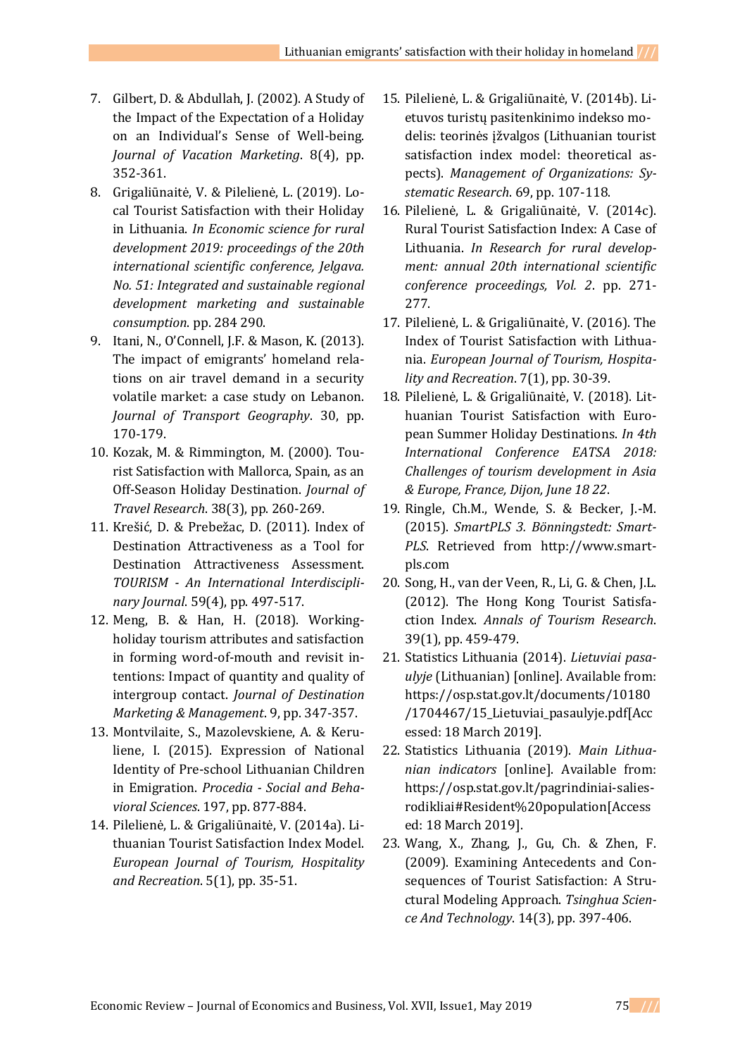7. Gilbert, D. & Abdullah, J. (2002). A Study of the Impact of the Expectation of a Holiday on an Individual's Sense of Well-being. *Journal of Vacation Marketing*. 8(4), pp. 352-361.
8. Grigaliūnaitė, V. & Pilelienė, L. (2019). Local Tourist Satisfaction with their Holiday in Lithuania. *In Economic science for rural development 2019: proceedings of the 20th international scientific conference, Jelgava. No. 51: Integrated and sustainable regional development marketing and sustainable consumption*. pp. 284 290.
9. Itani, N., O'Connell, J.F. & Mason, K. (2013). The impact of emigrants' homeland relations on air travel demand in a security volatile market: a case study on Lebanon. *Journal of Transport Geography*. 30, pp. 170-179.
10. Kozak, M. & Rimmington, M. (2000). Tourist Satisfaction with Mallorca, Spain, as an Off-Season Holiday Destination. *Journal of Travel Research*. 38(3), pp. 260-269.
11. Krešić, D. & Prebežac, D. (2011). Index of Destination Attractiveness as a Tool for Destination Attractiveness Assessment. *TOURISM - An International Interdisciplinary Journal*. 59(4), pp. 497-517.
12. Meng, B. & Han, H. (2018). Working-holiday tourism attributes and satisfaction in forming word-of-mouth and revisit intentions: Impact of quantity and quality of intergroup contact. *Journal of Destination Marketing & Management*. 9, pp. 347-357.
13. Montvilaite, S., Mazolevskiene, A. & Keruliene, I. (2015). Expression of National Identity of Pre-school Lithuanian Children in Emigration. *Procedia - Social and Behavioral Sciences*. 197, pp. 877-884.
14. Pilelienė, L. & Grigaliūnaitė, V. (2014a). Lithuanian Tourist Satisfaction Index Model. *European Journal of Tourism, Hospitality and Recreation*. 5(1), pp. 35-51.
15. Pilelienė, L. & Grigaliūnaitė, V. (2014b). Lietuvos turistų pasitenkinimo indekso modelis: teorinės įžvalgos (Lithuanian tourist satisfaction index model: theoretical aspects). *Management of Organizations: Systematic Research*. 69, pp. 107-118.
16. Pilelienė, L. & Grigaliūnaitė, V. (2014c). Rural Tourist Satisfaction Index: A Case of Lithuania. *In Research for rural development: annual 20th international scientific conference proceedings, Vol. 2*. pp. 271-277.
17. Pilelienė, L. & Grigaliūnaitė, V. (2016). The Index of Tourist Satisfaction with Lithuania. *European Journal of Tourism, Hospitality and Recreation*. 7(1), pp. 30-39.
18. Pilelienė, L. & Grigaliūnaitė, V. (2018). Lithuanian Tourist Satisfaction with European Summer Holiday Destinations. *In 4th International Conference EATSA 2018: Challenges of tourism development in Asia & Europe, France, Dijon, June 18 22*.
19. Ringle, Ch.M., Wende, S. & Becker, J.-M. (2015). *SmartPLS 3. Bönningstedt: SmartPLS*. Retrieved from http://www.smartpls.com
20. Song, H., van der Veen, R., Li, G. & Chen, J.L. (2012). The Hong Kong Tourist Satisfaction Index. *Annals of Tourism Research*. 39(1), pp. 459-479.
21. Statistics Lithuania (2014). *Lietuviai pasaulyje* (Lithuanian) [online]. Available from: https://osp.stat.gov.lt/documents/10180/1704467/15_Lietuviai_pasaulyje.pdf[Accessed: 18 March 2019].
22. Statistics Lithuania (2019). *Main Lithuanian indicators* [online]. Available from: https://osp.stat.gov.lt/pagrindiniai-saliesrodikliai#Resident%20population[Accessed: 18 March 2019].
23. Wang, X., Zhang, J., Gu, Ch. & Zhen, F. (2009). Examining Antecedents and Consequences of Tourist Satisfaction: A Structural Modeling Approach. *Tsinghua Science And Technology*. 14(3), pp. 397-406.